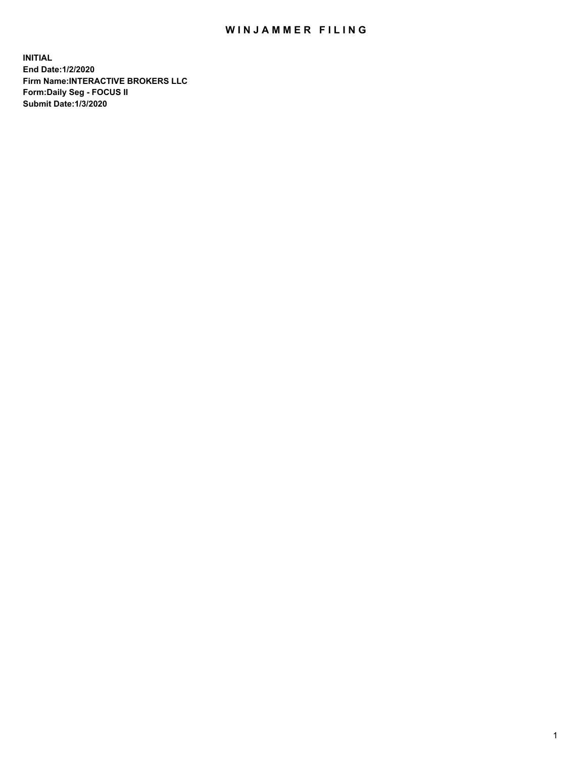# WINJAMMER FILING

**INITIAL**
**End Date:1/2/2020**
**Firm Name:INTERACTIVE BROKERS LLC**
**Form:Daily Seg - FOCUS II**
**Submit Date:1/3/2020**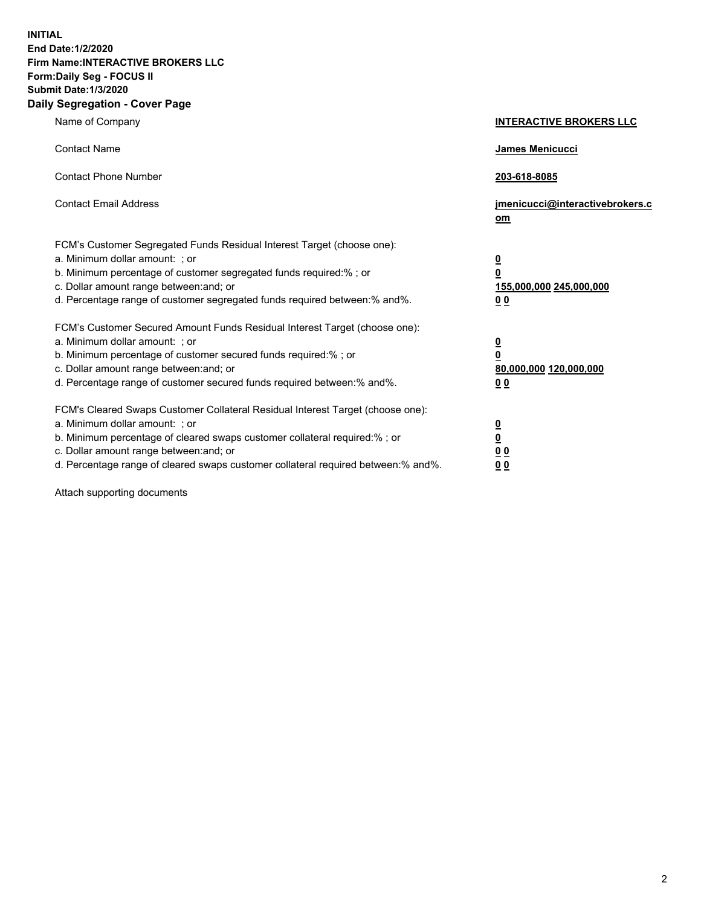**INITIAL**
**End Date:1/2/2020**
**Firm Name:INTERACTIVE BROKERS LLC**
**Form:Daily Seg - FOCUS II**
**Submit Date:1/3/2020**

## Daily Segregation - Cover Page

| | |
|---|---|
| Name of Company | **INTERACTIVE BROKERS LLC** |
| Contact Name | **James Menicucci** |
| Contact Phone Number | **203-618-8085** |
| Contact Email Address | **jmenicucci@interactivebrokers.com** |

FCM's Customer Segregated Funds Residual Interest Target (choose one):

| | |
|---|---|
| a. Minimum dollar amount: ; or | **0** |
| b. Minimum percentage of customer segregated funds required:% ; or | **0** |
| c. Dollar amount range between:and; or | **155,000,000** **245,000,000** |
| d. Percentage range of customer segregated funds required between:% and%. | **0** **0** |

FCM's Customer Secured Amount Funds Residual Interest Target (choose one):

| | |
|---|---|
| a. Minimum dollar amount: ; or | **0** |
| b. Minimum percentage of customer secured funds required:% ; or | **0** |
| c. Dollar amount range between:and; or | **80,000,000** **120,000,000** |
| d. Percentage range of customer secured funds required between:% and%. | **0** **0** |

FCM's Cleared Swaps Customer Collateral Residual Interest Target (choose one):

| | |
|---|---|
| a. Minimum dollar amount: ; or | **0** |
| b. Minimum percentage of cleared swaps customer collateral required:% ; or | **0** |
| c. Dollar amount range between:and; or | **0** **0** |
| d. Percentage range of cleared swaps customer collateral required between:% and%. | **0** **0** |

Attach supporting documents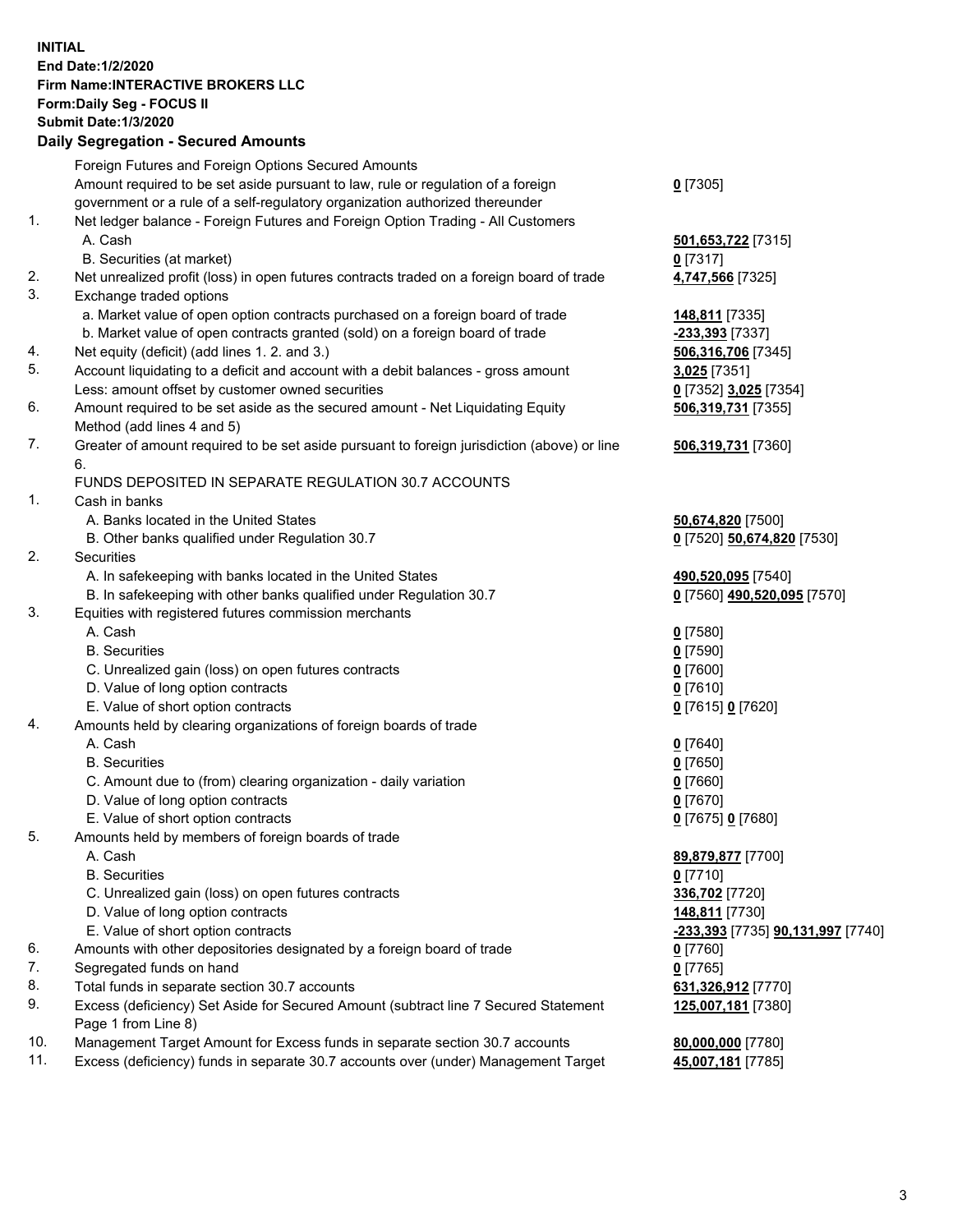**INITIAL**
**End Date:1/2/2020**
**Firm Name:INTERACTIVE BROKERS LLC**
**Form:Daily Seg - FOCUS II**
**Submit Date:1/3/2020**

**Daily Segregation - Secured Amounts**

| | | |
|---|---|---|
| | Foreign Futures and Foreign Options Secured Amounts | |
| | Amount required to be set aside pursuant to law, rule or regulation of a foreign government or a rule of a self-regulatory organization authorized thereunder | **0** [7305] |
| 1. | Net ledger balance - Foreign Futures and Foreign Option Trading - All Customers | |
| | A. Cash | **501,653,722** [7315] |
| | B. Securities (at market) | **0** [7317] |
| 2. | Net unrealized profit (loss) in open futures contracts traded on a foreign board of trade | **4,747,566** [7325] |
| 3. | Exchange traded options | |
| | a. Market value of open option contracts purchased on a foreign board of trade | **148,811** [7335] |
| | b. Market value of open contracts granted (sold) on a foreign board of trade | **-233,393** [7337] |
| 4. | Net equity (deficit) (add lines 1. 2. and 3.) | **506,316,706** [7345] |
| 5. | Account liquidating to a deficit and account with a debit balances - gross amount | **3,025** [7351] |
| | Less: amount offset by customer owned securities | **0** [7352] **3,025** [7354] |
| 6. | Amount required to be set aside as the secured amount - Net Liquidating Equity Method (add lines 4 and 5) | **506,319,731** [7355] |
| 7. | Greater of amount required to be set aside pursuant to foreign jurisdiction (above) or line 6. | **506,319,731** [7360] |
| | FUNDS DEPOSITED IN SEPARATE REGULATION 30.7 ACCOUNTS | |
| 1. | Cash in banks | |
| | A. Banks located in the United States | **50,674,820** [7500] |
| | B. Other banks qualified under Regulation 30.7 | **0** [7520] **50,674,820** [7530] |
| 2. | Securities | |
| | A. In safekeeping with banks located in the United States | **490,520,095** [7540] |
| | B. In safekeeping with other banks qualified under Regulation 30.7 | **0** [7560] **490,520,095** [7570] |
| 3. | Equities with registered futures commission merchants | |
| | A. Cash | **0** [7580] |
| | B. Securities | **0** [7590] |
| | C. Unrealized gain (loss) on open futures contracts | **0** [7600] |
| | D. Value of long option contracts | **0** [7610] |
| | E. Value of short option contracts | **0** [7615] **0** [7620] |
| 4. | Amounts held by clearing organizations of foreign boards of trade | |
| | A. Cash | **0** [7640] |
| | B. Securities | **0** [7650] |
| | C. Amount due to (from) clearing organization - daily variation | **0** [7660] |
| | D. Value of long option contracts | **0** [7670] |
| | E. Value of short option contracts | **0** [7675] **0** [7680] |
| 5. | Amounts held by members of foreign boards of trade | |
| | A. Cash | **89,879,877** [7700] |
| | B. Securities | **0** [7710] |
| | C. Unrealized gain (loss) on open futures contracts | **336,702** [7720] |
| | D. Value of long option contracts | **148,811** [7730] |
| | E. Value of short option contracts | **-233,393** [7735] **90,131,997** [7740] |
| 6. | Amounts with other depositories designated by a foreign board of trade | **0** [7760] |
| 7. | Segregated funds on hand | **0** [7765] |
| 8. | Total funds in separate section 30.7 accounts | **631,326,912** [7770] |
| 9. | Excess (deficiency) Set Aside for Secured Amount (subtract line 7 Secured Statement Page 1 from Line 8) | **125,007,181** [7380] |
| 10. | Management Target Amount for Excess funds in separate section 30.7 accounts | **80,000,000** [7780] |
| 11. | Excess (deficiency) funds in separate 30.7 accounts over (under) Management Target | **45,007,181** [7785] |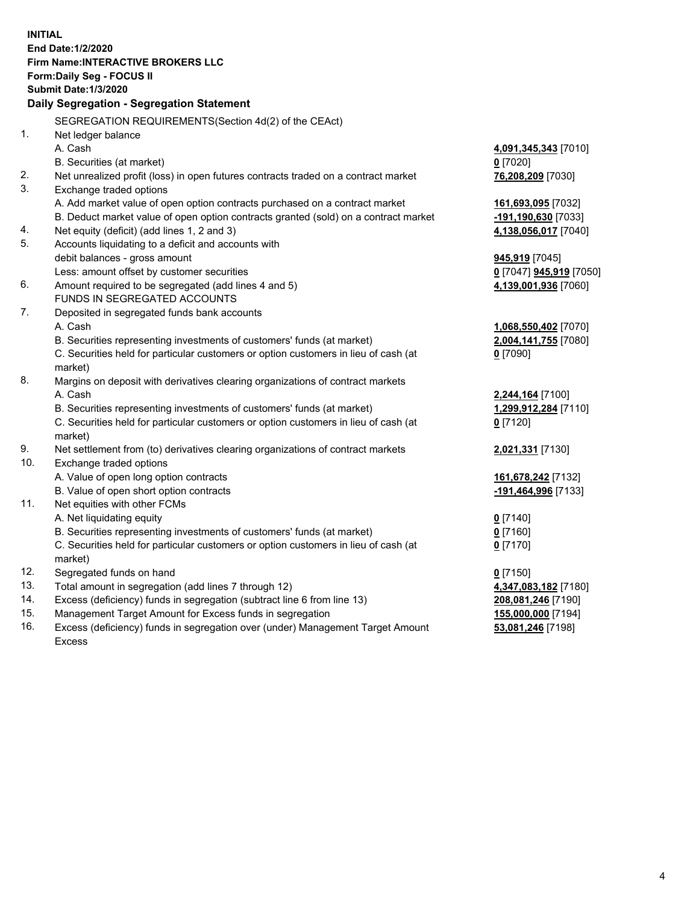**INITIAL**
**End Date:1/2/2020**
**Firm Name:INTERACTIVE BROKERS LLC**
**Form:Daily Seg - FOCUS II**
**Submit Date:1/3/2020**

## Daily Segregation - Segregation Statement

| | | |
|---|---|---|
| | SEGREGATION REQUIREMENTS(Section 4d(2) of the CEAct) | |
| 1. | Net ledger balance | |
| | A. Cash | **4,091,345,343** [7010] |
| | B. Securities (at market) | **0** [7020] |
| 2. | Net unrealized profit (loss) in open futures contracts traded on a contract market | **76,208,209** [7030] |
| 3. | Exchange traded options | |
| | A. Add market value of open option contracts purchased on a contract market | **161,693,095** [7032] |
| | B. Deduct market value of open option contracts granted (sold) on a contract market | **-191,190,630** [7033] |
| 4. | Net equity (deficit) (add lines 1, 2 and 3) | **4,138,056,017** [7040] |
| 5. | Accounts liquidating to a deficit and accounts with | |
| | debit balances - gross amount | **945,919** [7045] |
| | Less: amount offset by customer securities | **0** [7047] **945,919** [7050] |
| 6. | Amount required to be segregated (add lines 4 and 5) | **4,139,001,936** [7060] |
| | FUNDS IN SEGREGATED ACCOUNTS | |
| 7. | Deposited in segregated funds bank accounts | |
| | A. Cash | **1,068,550,402** [7070] |
| | B. Securities representing investments of customers' funds (at market) | **2,004,141,755** [7080] |
| | C. Securities held for particular customers or option customers in lieu of cash (at market) | **0** [7090] |
| 8. | Margins on deposit with derivatives clearing organizations of contract markets | |
| | A. Cash | **2,244,164** [7100] |
| | B. Securities representing investments of customers' funds (at market) | **1,299,912,284** [7110] |
| | C. Securities held for particular customers or option customers in lieu of cash (at market) | **0** [7120] |
| 9. | Net settlement from (to) derivatives clearing organizations of contract markets | **2,021,331** [7130] |
| 10. | Exchange traded options | |
| | A. Value of open long option contracts | **161,678,242** [7132] |
| | B. Value of open short option contracts | **-191,464,996** [7133] |
| 11. | Net equities with other FCMs | |
| | A. Net liquidating equity | **0** [7140] |
| | B. Securities representing investments of customers' funds (at market) | **0** [7160] |
| | C. Securities held for particular customers or option customers in lieu of cash (at market) | **0** [7170] |
| 12. | Segregated funds on hand | **0** [7150] |
| 13. | Total amount in segregation (add lines 7 through 12) | **4,347,083,182** [7180] |
| 14. | Excess (deficiency) funds in segregation (subtract line 6 from line 13) | **208,081,246** [7190] |
| 15. | Management Target Amount for Excess funds in segregation | **155,000,000** [7194] |
| 16. | Excess (deficiency) funds in segregation over (under) Management Target Amount Excess | **53,081,246** [7198] |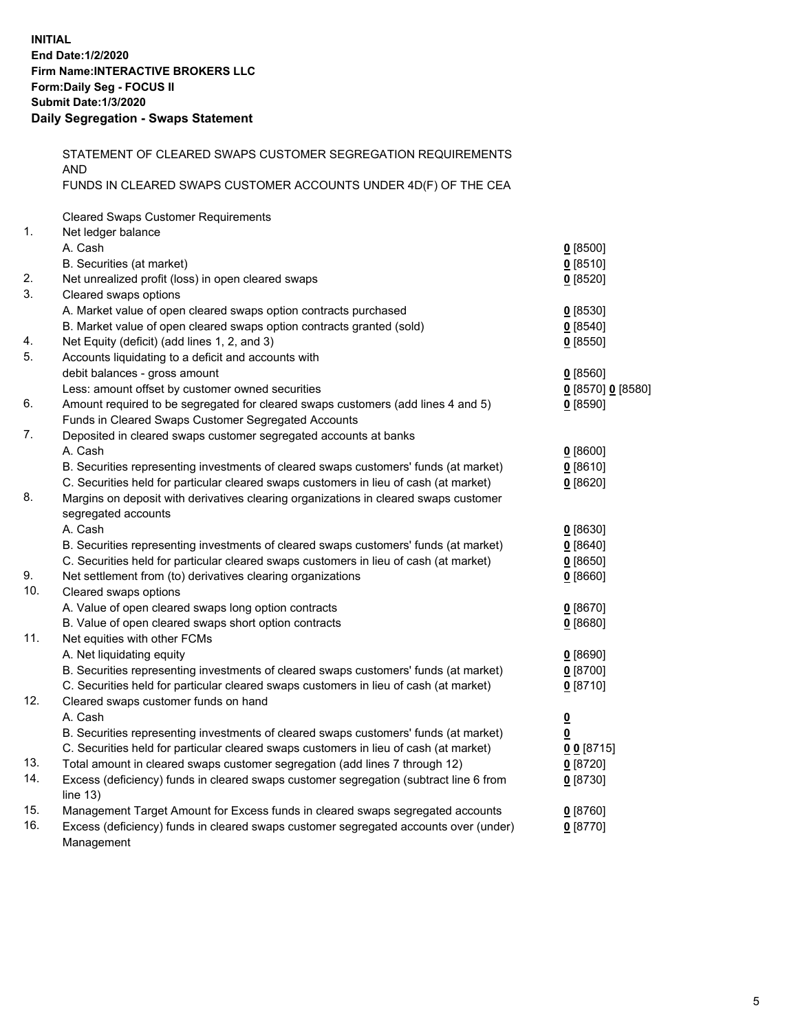**INITIAL**
**End Date:1/2/2020**
**Firm Name:INTERACTIVE BROKERS LLC**
**Form:Daily Seg - FOCUS II**
**Submit Date:1/3/2020**
**Daily Segregation - Swaps Statement**

STATEMENT OF CLEARED SWAPS CUSTOMER SEGREGATION REQUIREMENTS AND FUNDS IN CLEARED SWAPS CUSTOMER ACCOUNTS UNDER 4D(F) OF THE CEA

| | | |
|---|---|---|
| | Cleared Swaps Customer Requirements | |
| 1. | Net ledger balance | |
| | A. Cash | 0 [8500] |
| | B. Securities (at market) | 0 [8510] |
| 2. | Net unrealized profit (loss) in open cleared swaps | 0 [8520] |
| 3. | Cleared swaps options | |
| | A. Market value of open cleared swaps option contracts purchased | 0 [8530] |
| | B. Market value of open cleared swaps option contracts granted (sold) | 0 [8540] |
| 4. | Net Equity (deficit) (add lines 1, 2, and 3) | 0 [8550] |
| 5. | Accounts liquidating to a deficit and accounts with debit balances - gross amount | 0 [8560] |
| | Less: amount offset by customer owned securities | 0 [8570] 0 [8580] |
| 6. | Amount required to be segregated for cleared swaps customers (add lines 4 and 5) | 0 [8590] |
| | Funds in Cleared Swaps Customer Segregated Accounts | |
| 7. | Deposited in cleared swaps customer segregated accounts at banks | |
| | A. Cash | 0 [8600] |
| | B. Securities representing investments of cleared swaps customers' funds (at market) | 0 [8610] |
| | C. Securities held for particular cleared swaps customers in lieu of cash (at market) | 0 [8620] |
| 8. | Margins on deposit with derivatives clearing organizations in cleared swaps customer segregated accounts | |
| | A. Cash | 0 [8630] |
| | B. Securities representing investments of cleared swaps customers' funds (at market) | 0 [8640] |
| | C. Securities held for particular cleared swaps customers in lieu of cash (at market) | 0 [8650] |
| 9. | Net settlement from (to) derivatives clearing organizations | 0 [8660] |
| 10. | Cleared swaps options | |
| | A. Value of open cleared swaps long option contracts | 0 [8670] |
| | B. Value of open cleared swaps short option contracts | 0 [8680] |
| 11. | Net equities with other FCMs | |
| | A. Net liquidating equity | 0 [8690] |
| | B. Securities representing investments of cleared swaps customers' funds (at market) | 0 [8700] |
| | C. Securities held for particular cleared swaps customers in lieu of cash (at market) | 0 [8710] |
| 12. | Cleared swaps customer funds on hand | |
| | A. Cash | 0 |
| | B. Securities representing investments of cleared swaps customers' funds (at market) | 0 |
| | C. Securities held for particular cleared swaps customers in lieu of cash (at market) | 0 0 [8715] |
| 13. | Total amount in cleared swaps customer segregation (add lines 7 through 12) | 0 [8720] |
| 14. | Excess (deficiency) funds in cleared swaps customer segregation (subtract line 6 from line 13) | 0 [8730] |
| 15. | Management Target Amount for Excess funds in cleared swaps segregated accounts | 0 [8760] |
| 16. | Excess (deficiency) funds in cleared swaps customer segregated accounts over (under) Management | 0 [8770] |